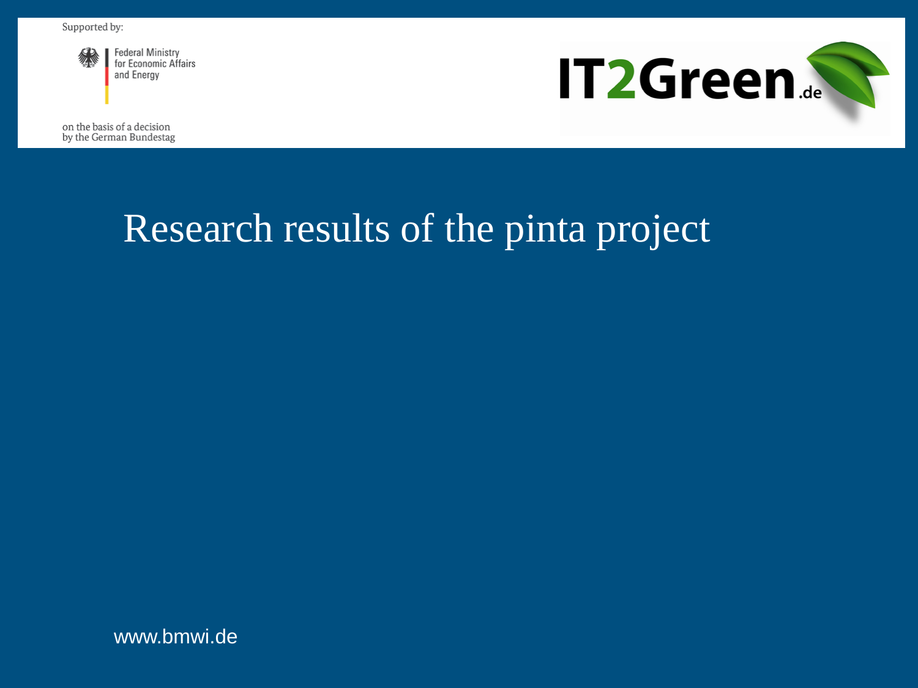Supported by:

Federal Ministry for Economic Affairs and Energy

on the basis of a decision by the German Bundestag

IT2Green.de

# Research results of the pinta project

www.bmwi.de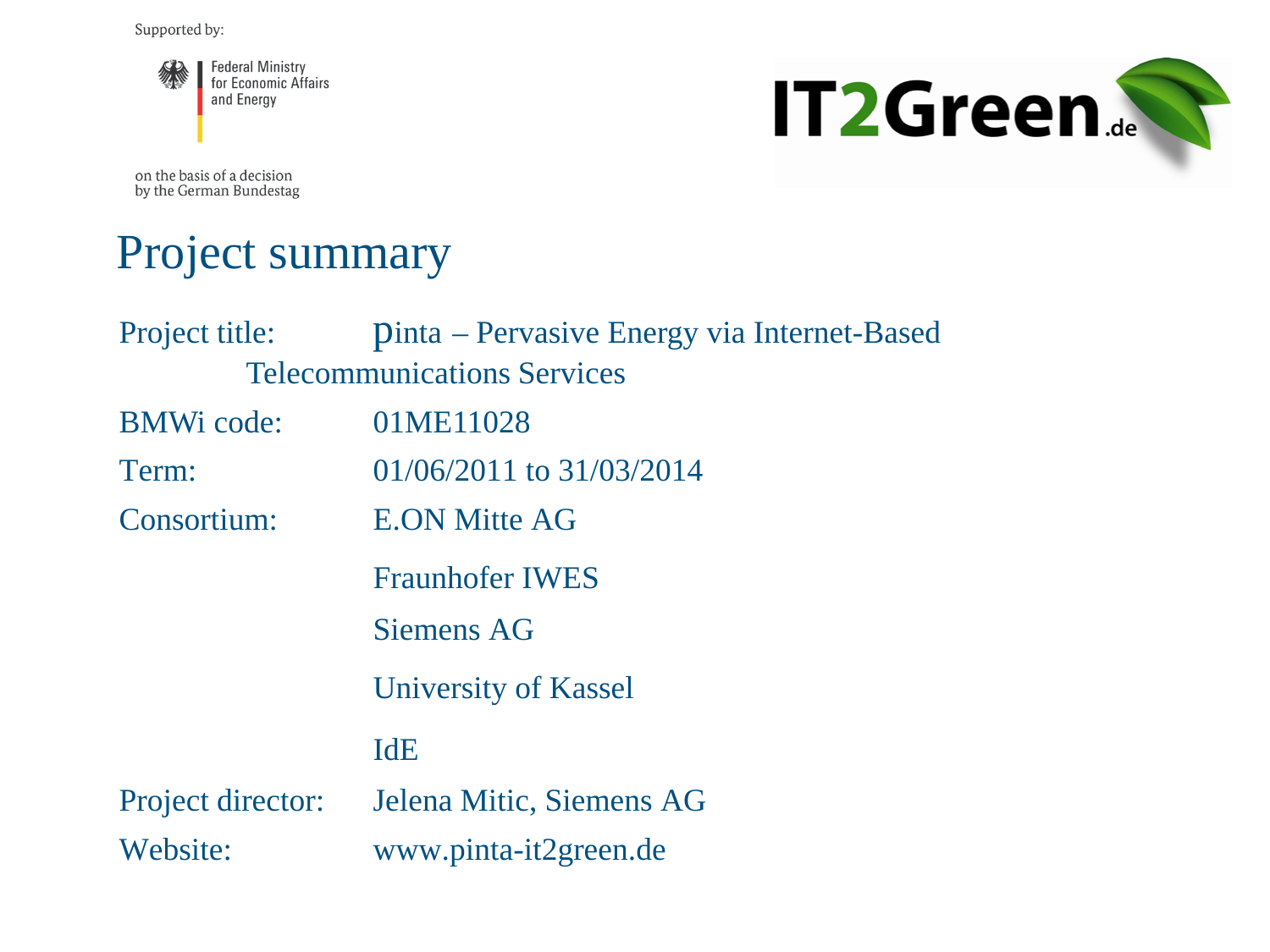Supported by:

Federal Ministry for Economic Affairs and Energy

on the basis of a decision by the German Bundestag

IT2Green.de

# Project summary

| | |
|---|---|
| Project title: | pinta – Pervasive Energy via Internet-Based Telecommunications Services |
| BMWi code: | 01ME11028 |
| Term: | 01/06/2011 to 31/03/2014 |
| Consortium: | E.ON Mitte AG |
| | Fraunhofer IWES |
| | Siemens AG |
| | University of Kassel |
| | IdE |
| Project director: | Jelena Mitic, Siemens AG |
| Website: | www.pinta-it2green.de |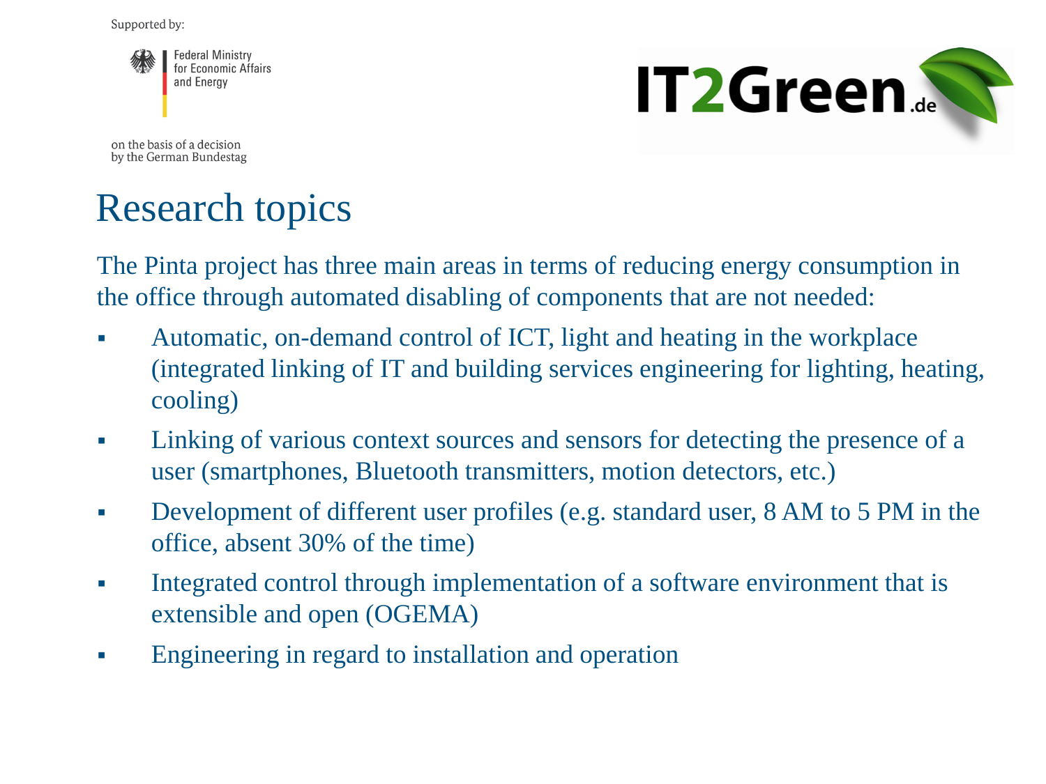Supported by:

Federal Ministry for Economic Affairs and Energy

on the basis of a decision by the German Bundestag

IT2Green.de

# Research topics

The Pinta project has three main areas in terms of reducing energy consumption in the office through automated disabling of components that are not needed:

- Automatic, on-demand control of ICT, light and heating in the workplace (integrated linking of IT and building services engineering for lighting, heating, cooling)
- Linking of various context sources and sensors for detecting the presence of a user (smartphones, Bluetooth transmitters, motion detectors, etc.)
- Development of different user profiles (e.g. standard user, 8 AM to 5 PM in the office, absent 30% of the time)
- Integrated control through implementation of a software environment that is extensible and open (OGEMA)
- Engineering in regard to installation and operation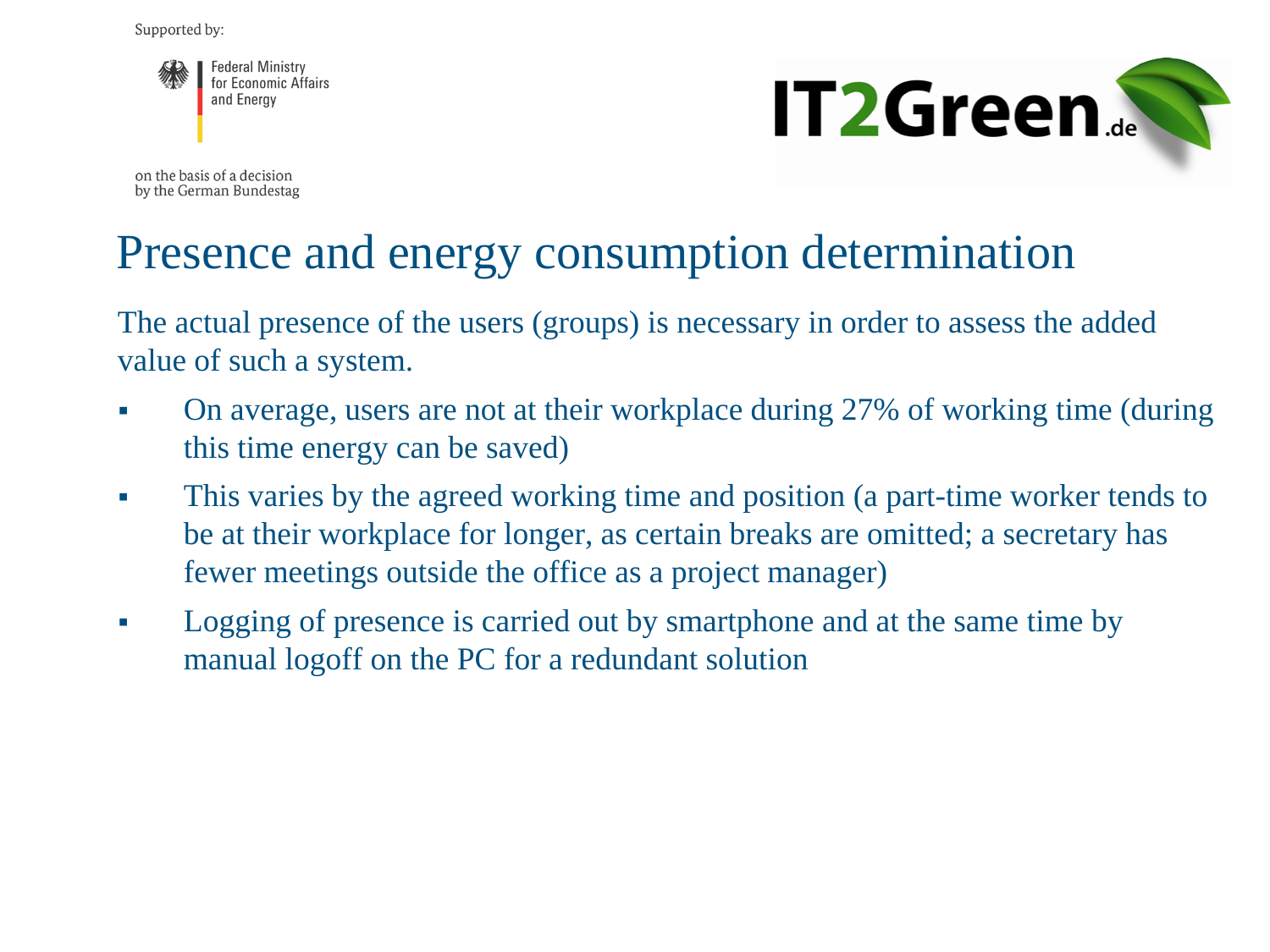# Presence and energy consumption determination

The actual presence of the users (groups) is necessary in order to assess the added value of such a system.

- On average, users are not at their workplace during 27% of working time (during this time energy can be saved)
- This varies by the agreed working time and position (a part-time worker tends to be at their workplace for longer, as certain breaks are omitted; a secretary has fewer meetings outside the office as a project manager)
- Logging of presence is carried out by smartphone and at the same time by manual logoff on the PC for a redundant solution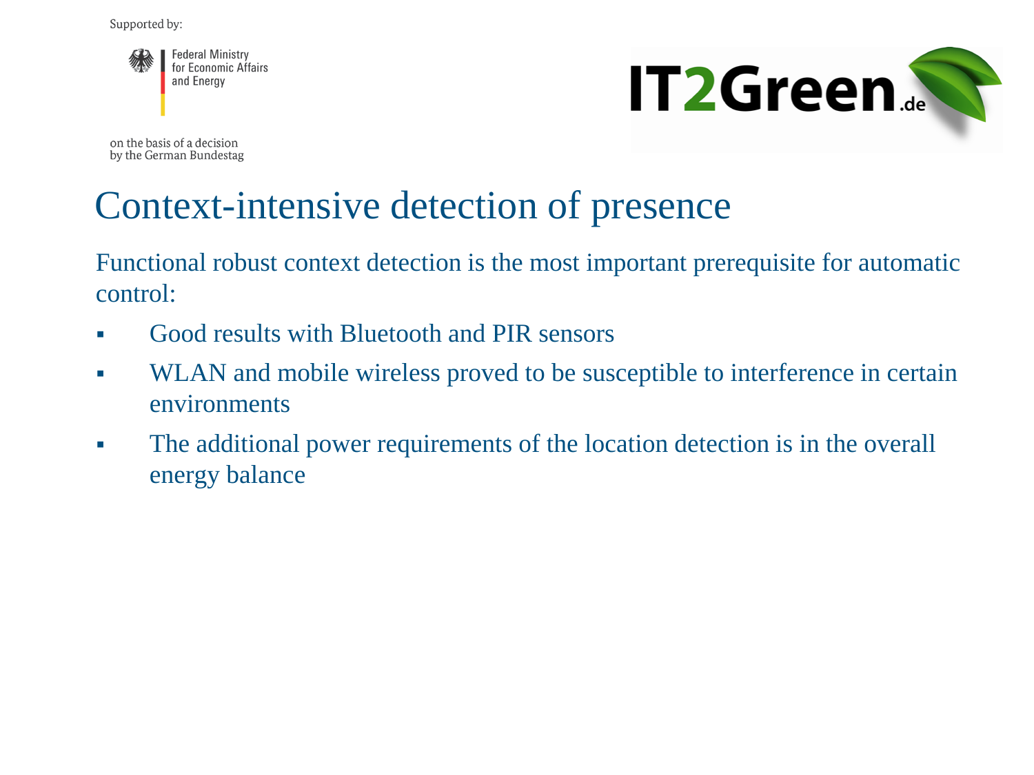# Context-intensive detection of presence

Functional robust context detection is the most important prerequisite for automatic control:

- Good results with Bluetooth and PIR sensors
- WLAN and mobile wireless proved to be susceptible to interference in certain environments
- The additional power requirements of the location detection is in the overall energy balance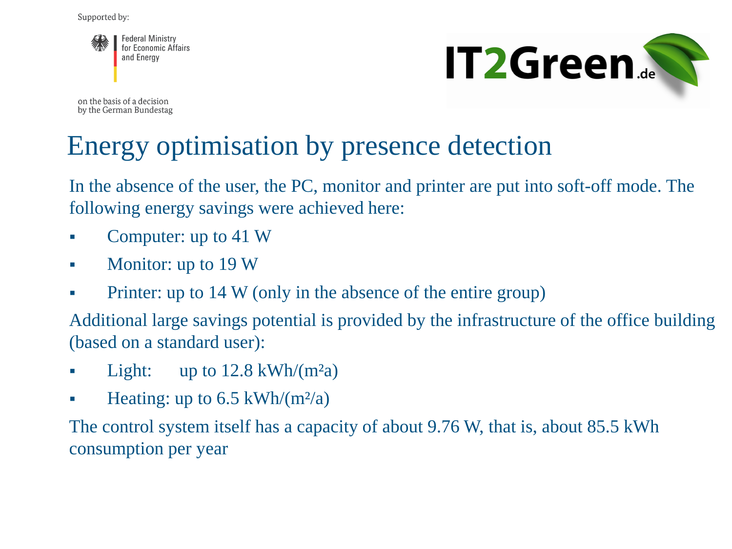Supported by:

Federal Ministry for Economic Affairs and Energy

on the basis of a decision by the German Bundestag

IT2Green.de

# Energy optimisation by presence detection

In the absence of the user, the PC, monitor and printer are put into soft-off mode. The following energy savings were achieved here:

- Computer: up to 41 W
- Monitor: up to 19 W
- Printer: up to 14 W (only in the absence of the entire group)

Additional large savings potential is provided by the infrastructure of the office building (based on a standard user):

- Light: up to 12.8 kWh/($m^2$a)
- Heating: up to 6.5 kWh/($m^2$/a)

The control system itself has a capacity of about 9.76 W, that is, about 85.5 kWh consumption per year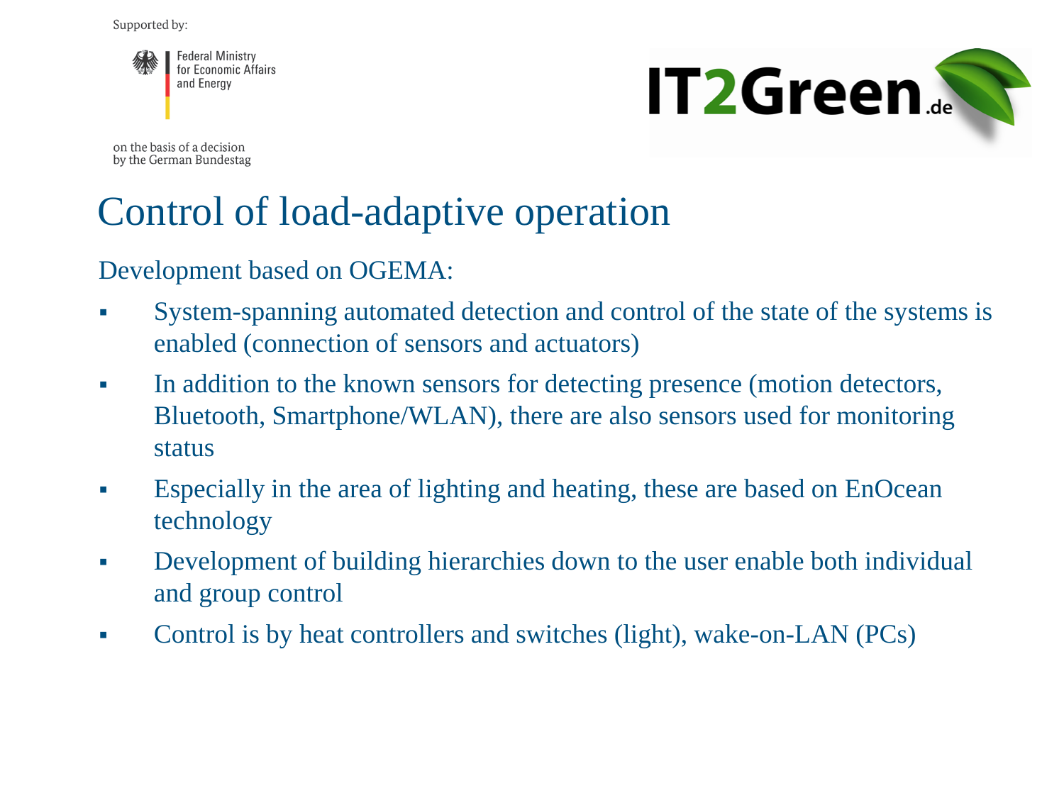# Control of load-adaptive operation

Development based on OGEMA:

- System-spanning automated detection and control of the state of the systems is enabled (connection of sensors and actuators)
- In addition to the known sensors for detecting presence (motion detectors, Bluetooth, Smartphone/WLAN), there are also sensors used for monitoring status
- Especially in the area of lighting and heating, these are based on EnOcean technology
- Development of building hierarchies down to the user enable both individual and group control
- Control is by heat controllers and switches (light), wake-on-LAN (PCs)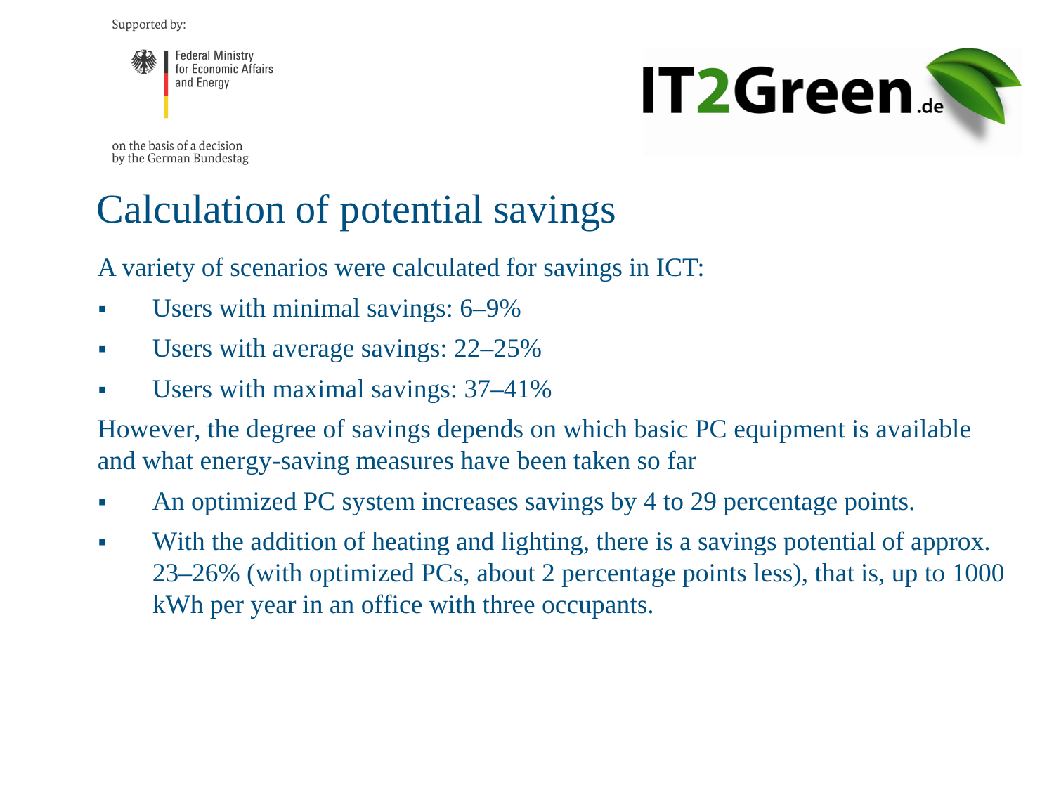# Calculation of potential savings

A variety of scenarios were calculated for savings in ICT:

- Users with minimal savings: 6–9%
- Users with average savings: 22–25%
- Users with maximal savings: 37–41%

However, the degree of savings depends on which basic PC equipment is available and what energy-saving measures have been taken so far

- An optimized PC system increases savings by 4 to 29 percentage points.
- With the addition of heating and lighting, there is a savings potential of approx. 23–26% (with optimized PCs, about 2 percentage points less), that is, up to 1000 kWh per year in an office with three occupants.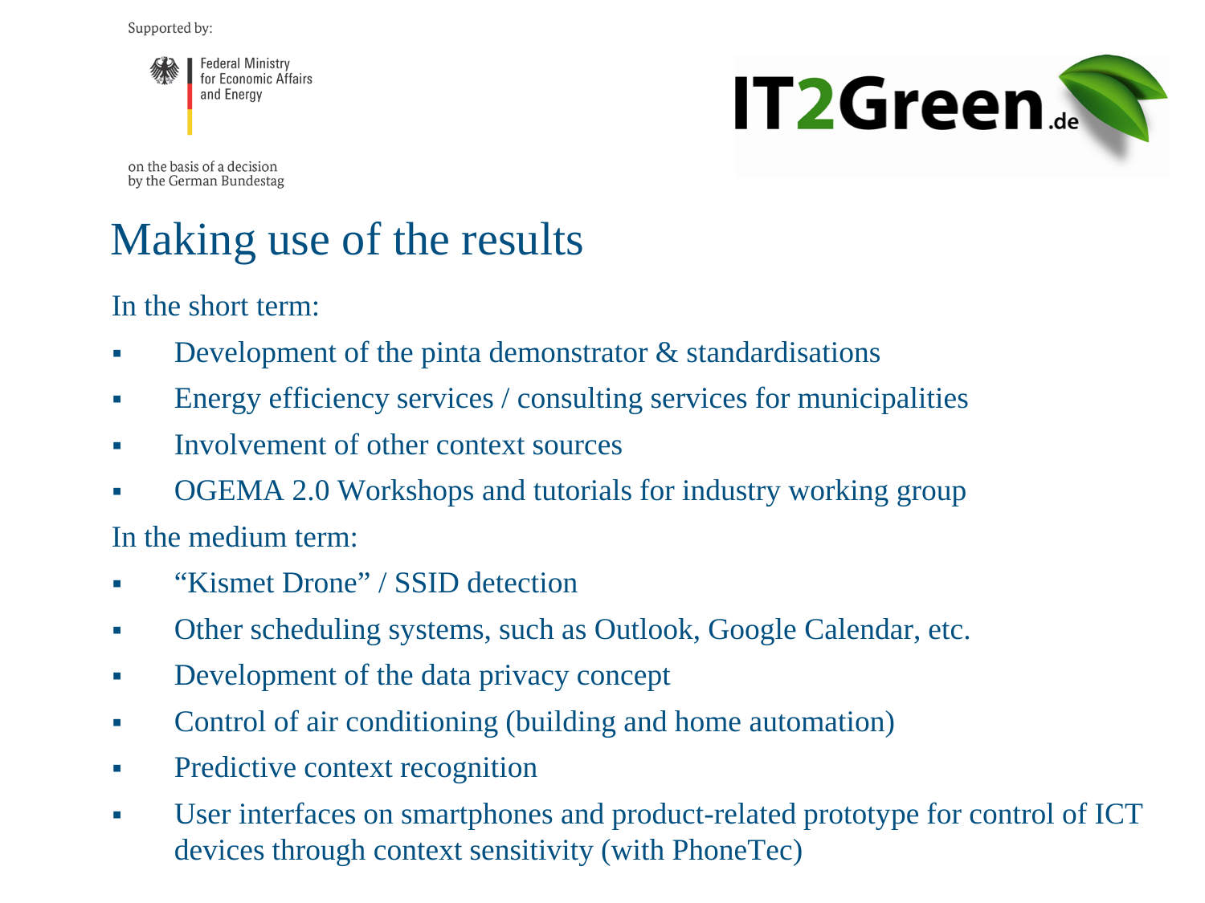Supported by:

Federal Ministry for Economic Affairs and Energy

on the basis of a decision by the German Bundestag

IT2Green.de

# Making use of the results

In the short term:

- Development of the pinta demonstrator & standardisations
- Energy efficiency services / consulting services for municipalities
- Involvement of other context sources
- OGEMA 2.0 Workshops and tutorials for industry working group

In the medium term:

- “Kismet Drone” / SSID detection
- Other scheduling systems, such as Outlook, Google Calendar, etc.
- Development of the data privacy concept
- Control of air conditioning (building and home automation)
- Predictive context recognition
- User interfaces on smartphones and product-related prototype for control of ICT devices through context sensitivity (with PhoneTec)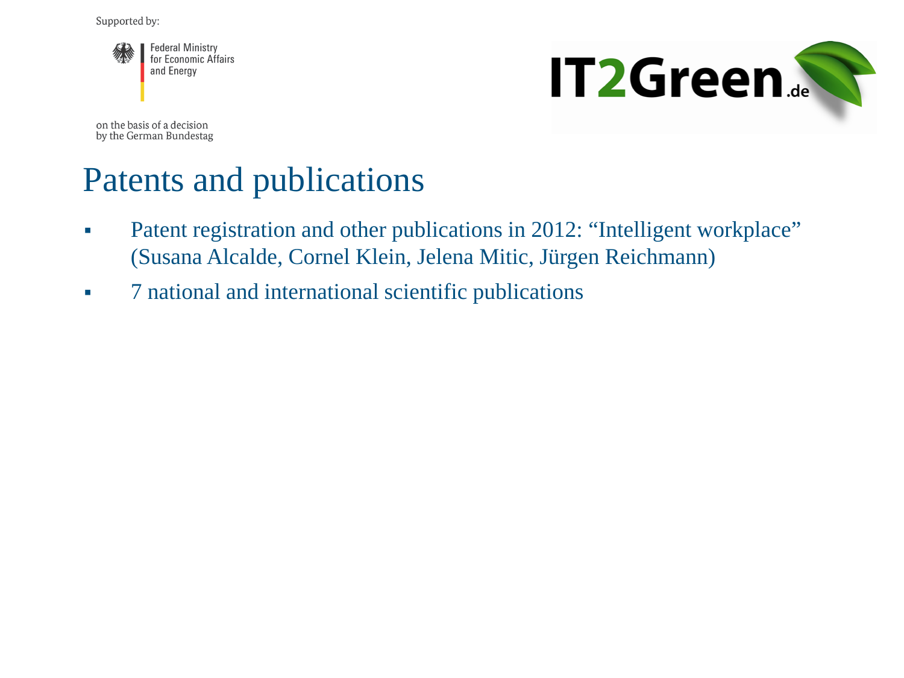Supported by:

Federal Ministry for Economic Affairs and Energy

on the basis of a decision by the German Bundestag

IT2Green.de

# Patents and publications

- Patent registration and other publications in 2012: “Intelligent workplace” (Susana Alcalde, Cornel Klein, Jelena Mitic, Jürgen Reichmann)
- 7 national and international scientific publications